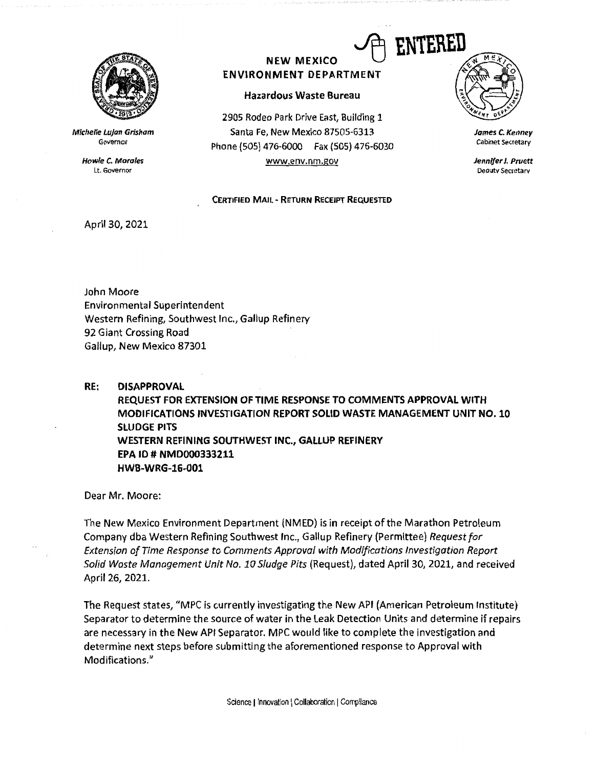ENTERED

**NEW MEXICO ENVIRONMENT DEPARTMENT**

**Hazardous Waste Bureau**

2905 Rodeo Park Drive East, Building 1
Santa Fe, New Mexico 87505-6313
Phone (505) 476-6000 Fax (505) 476-6030
www.env.nm.gov

*Michelle Lujan Grisham*
Governor

*Howie C. Morales*
Lt. Governor

*James C. Kenney*
Cabinet Secretary

*Jennifer J. Pruett*
Deputy Secretary

CERTIFIED MAIL - RETURN RECEIPT REQUESTED

April 30, 2021

John Moore
Environmental Superintendent
Western Refining, Southwest Inc., Gallup Refinery
92 Giant Crossing Road
Gallup, New Mexico 87301

**RE: DISAPPROVAL
REQUEST FOR EXTENSION OF TIME RESPONSE TO COMMENTS APPROVAL WITH MODIFICATIONS INVESTIGATION REPORT SOLID WASTE MANAGEMENT UNIT NO. 10 SLUDGE PITS
WESTERN REFINING SOUTHWEST INC., GALLUP REFINERY
EPA ID # NMD000333211
HWB-WRG-16-001**

Dear Mr. Moore:

The New Mexico Environment Department (NMED) is in receipt of the Marathon Petroleum Company dba Western Refining Southwest Inc., Gallup Refinery (Permittee) *Request for Extension of Time Response to Comments Approval with Modifications Investigation Report Solid Waste Management Unit No. 10 Sludge Pits* (Request), dated April 30, 2021, and received April 26, 2021.

The Request states, "MPC is currently investigating the New API (American Petroleum Institute) Separator to determine the source of water in the Leak Detection Units and determine if repairs are necessary in the New API Separator. MPC would like to complete the investigation and determine next steps before submitting the aforementioned response to Approval with Modifications."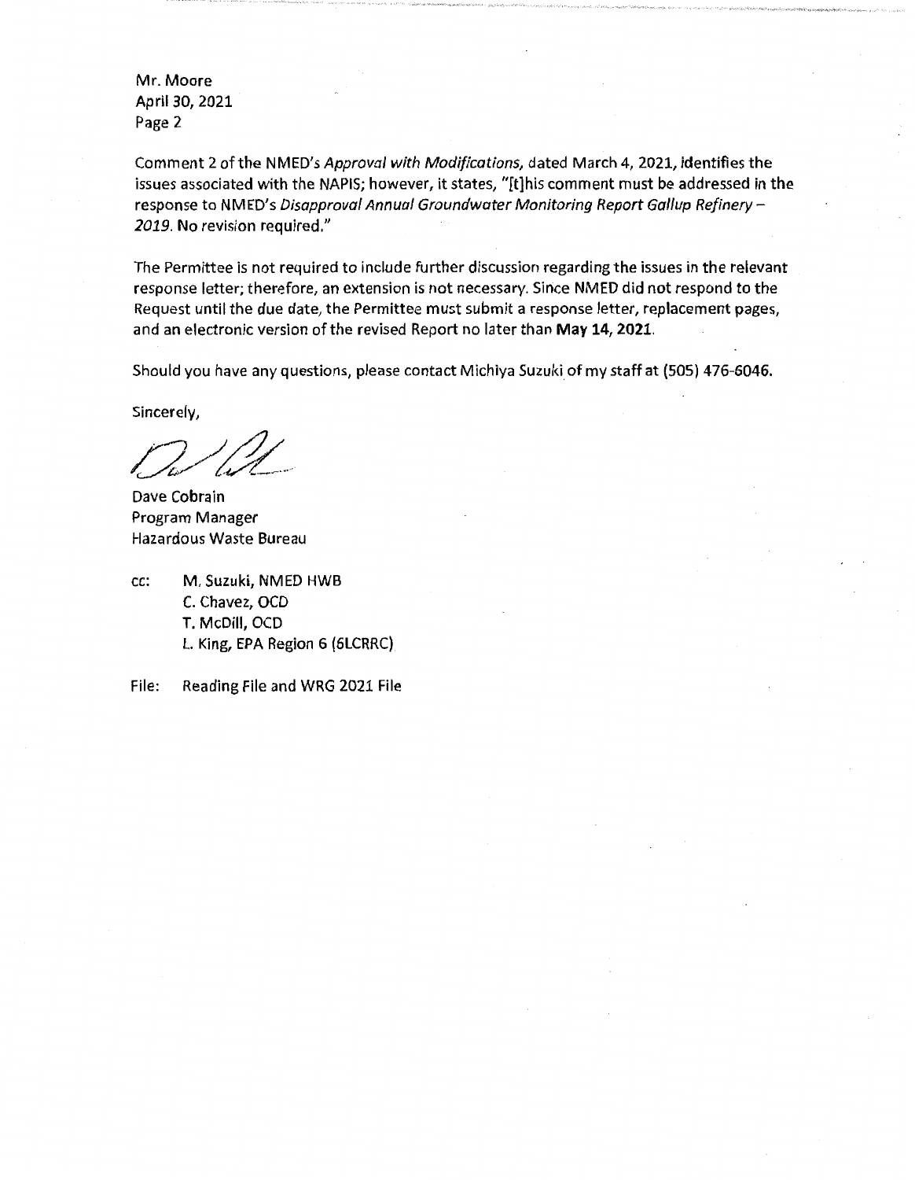Mr. Moore
April 30, 2021
Page 2

Comment 2 of the NMED's *Approval with Modifications*, dated March 4, 2021, identifies the issues associated with the NAPIS; however, it states, "[t]his comment must be addressed in the response to NMED's *Disapproval Annual Groundwater Monitoring Report Gallup Refinery – 2019*. No revision required."

The Permittee is not required to include further discussion regarding the issues in the relevant response letter; therefore, an extension is not necessary. Since NMED did not respond to the Request until the due date, the Permittee must submit a response letter, replacement pages, and an electronic version of the revised Report no later than **May 14, 2021**.

Should you have any questions, please contact Michiya Suzuki of my staff at (505) 476-6046.

Sincerely,

Dave Cobrain
Program Manager
Hazardous Waste Bureau

cc: M. Suzuki, NMED HWB
C. Chavez, OCD
T. McDill, OCD
L. King, EPA Region 6 (6LCRRC)

File: Reading File and WRG 2021 File